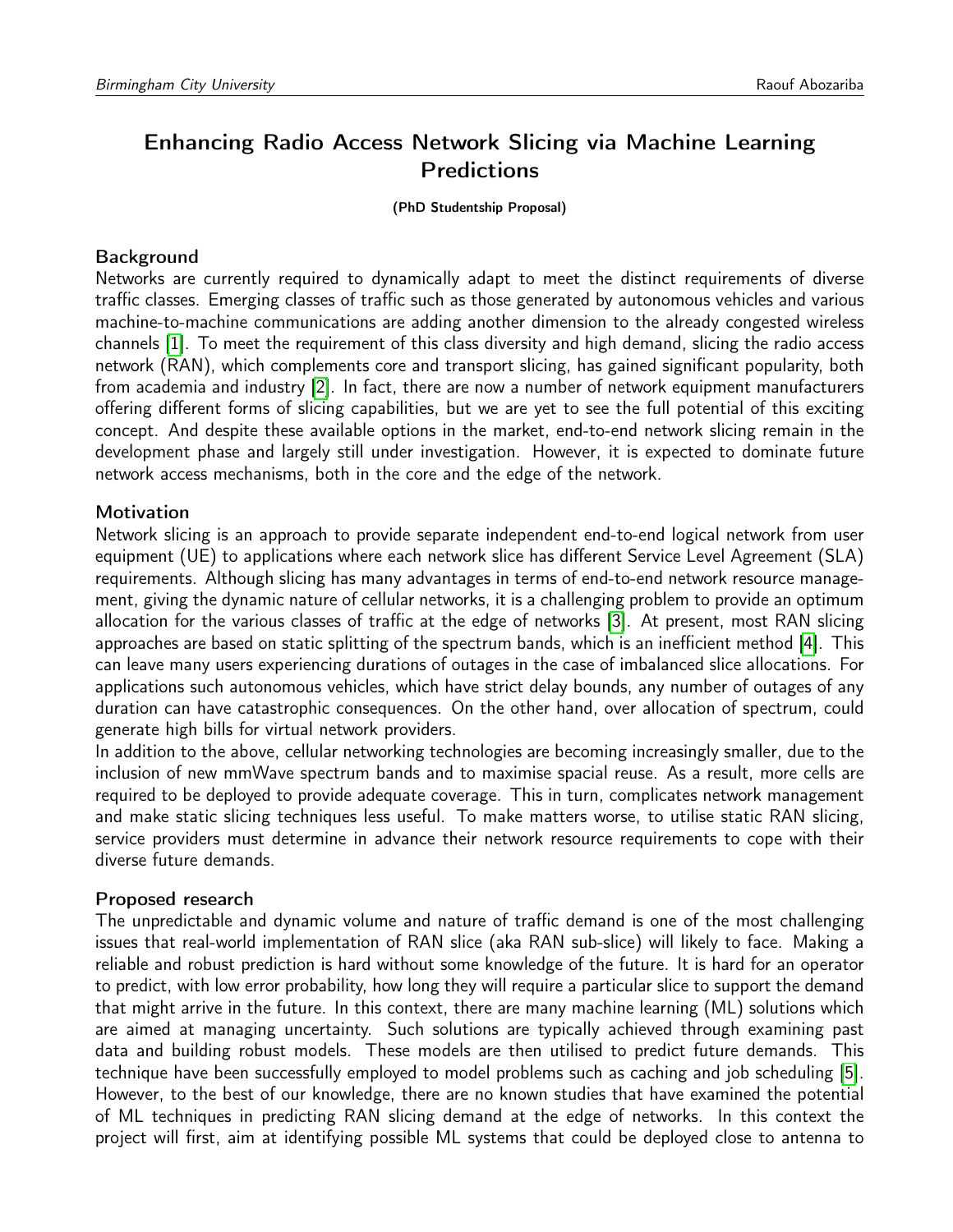# Enhancing Radio Access Network Slicing via Machine Learning Predictions

**(PhD Studentship Proposal)**

## Background

Networks are currently required to dynamically adapt to meet the distinct requirements of diverse traffic classes. Emerging classes of traffic such as those generated by autonomous vehicles and various machine-to-machine communications are adding another dimension to the already congested wireless channels [1]. To meet the requirement of this class diversity and high demand, slicing the radio access network (RAN), which complements core and transport slicing, has gained significant popularity, both from academia and industry [2]. In fact, there are now a number of network equipment manufacturers offering different forms of slicing capabilities, but we are yet to see the full potential of this exciting concept. And despite these available options in the market, end-to-end network slicing remain in the development phase and largely still under investigation. However, it is expected to dominate future network access mechanisms, both in the core and the edge of the network.

## Motivation

Network slicing is an approach to provide separate independent end-to-end logical network from user equipment (UE) to applications where each network slice has different Service Level Agreement (SLA) requirements. Although slicing has many advantages in terms of end-to-end network resource management, giving the dynamic nature of cellular networks, it is a challenging problem to provide an optimum allocation for the various classes of traffic at the edge of networks [3]. At present, most RAN slicing approaches are based on static splitting of the spectrum bands, which is an inefficient method [4]. This can leave many users experiencing durations of outages in the case of imbalanced slice allocations. For applications such autonomous vehicles, which have strict delay bounds, any number of outages of any duration can have catastrophic consequences. On the other hand, over allocation of spectrum, could generate high bills for virtual network providers.

In addition to the above, cellular networking technologies are becoming increasingly smaller, due to the inclusion of new mmWave spectrum bands and to maximise spacial reuse. As a result, more cells are required to be deployed to provide adequate coverage. This in turn, complicates network management and make static slicing techniques less useful. To make matters worse, to utilise static RAN slicing, service providers must determine in advance their network resource requirements to cope with their diverse future demands.

## Proposed research

The unpredictable and dynamic volume and nature of traffic demand is one of the most challenging issues that real-world implementation of RAN slice (aka RAN sub-slice) will likely to face. Making a reliable and robust prediction is hard without some knowledge of the future. It is hard for an operator to predict, with low error probability, how long they will require a particular slice to support the demand that might arrive in the future. In this context, there are many machine learning (ML) solutions which are aimed at managing uncertainty. Such solutions are typically achieved through examining past data and building robust models. These models are then utilised to predict future demands. This technique have been successfully employed to model problems such as caching and job scheduling [5]. However, to the best of our knowledge, there are no known studies that have examined the potential of ML techniques in predicting RAN slicing demand at the edge of networks. In this context the project will first, aim at identifying possible ML systems that could be deployed close to antenna to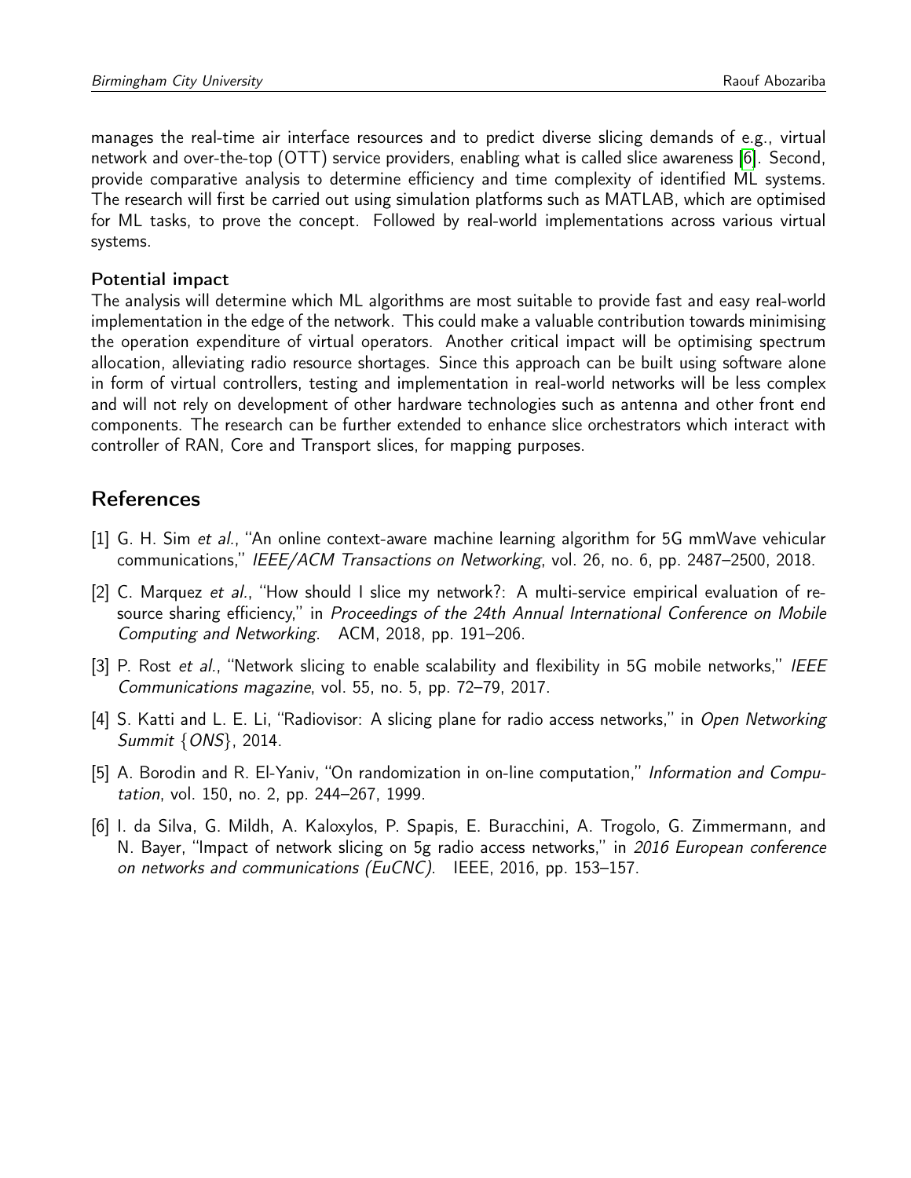manages the real-time air interface resources and to predict diverse slicing demands of e.g., virtual network and over-the-top (OTT) service providers, enabling what is called slice awareness [6]. Second, provide comparative analysis to determine efficiency and time complexity of identified ML systems. The research will first be carried out using simulation platforms such as MATLAB, which are optimised for ML tasks, to prove the concept. Followed by real-world implementations across various virtual systems.

### Potential impact

The analysis will determine which ML algorithms are most suitable to provide fast and easy real-world implementation in the edge of the network. This could make a valuable contribution towards minimising the operation expenditure of virtual operators. Another critical impact will be optimising spectrum allocation, alleviating radio resource shortages. Since this approach can be built using software alone in form of virtual controllers, testing and implementation in real-world networks will be less complex and will not rely on development of other hardware technologies such as antenna and other front end components. The research can be further extended to enhance slice orchestrators which interact with controller of RAN, Core and Transport slices, for mapping purposes.

## References

[1] G. H. Sim *et al.*, "An online context-aware machine learning algorithm for 5G mmWave vehicular communications," *IEEE/ACM Transactions on Networking*, vol. 26, no. 6, pp. 2487–2500, 2018.

[2] C. Marquez *et al.*, "How should I slice my network?: A multi-service empirical evaluation of resource sharing efficiency," in *Proceedings of the 24th Annual International Conference on Mobile Computing and Networking*. ACM, 2018, pp. 191–206.

[3] P. Rost *et al.*, "Network slicing to enable scalability and flexibility in 5G mobile networks," *IEEE Communications magazine*, vol. 55, no. 5, pp. 72–79, 2017.

[4] S. Katti and L. E. Li, "Radiovisor: A slicing plane for radio access networks," in *Open Networking Summit {ONS}*, 2014.

[5] A. Borodin and R. El-Yaniv, "On randomization in on-line computation," *Information and Computation*, vol. 150, no. 2, pp. 244–267, 1999.

[6] I. da Silva, G. Mildh, A. Kaloxylos, P. Spapis, E. Buracchini, A. Trogolo, G. Zimmermann, and N. Bayer, "Impact of network slicing on 5g radio access networks," in *2016 European conference on networks and communications (EuCNC)*. IEEE, 2016, pp. 153–157.